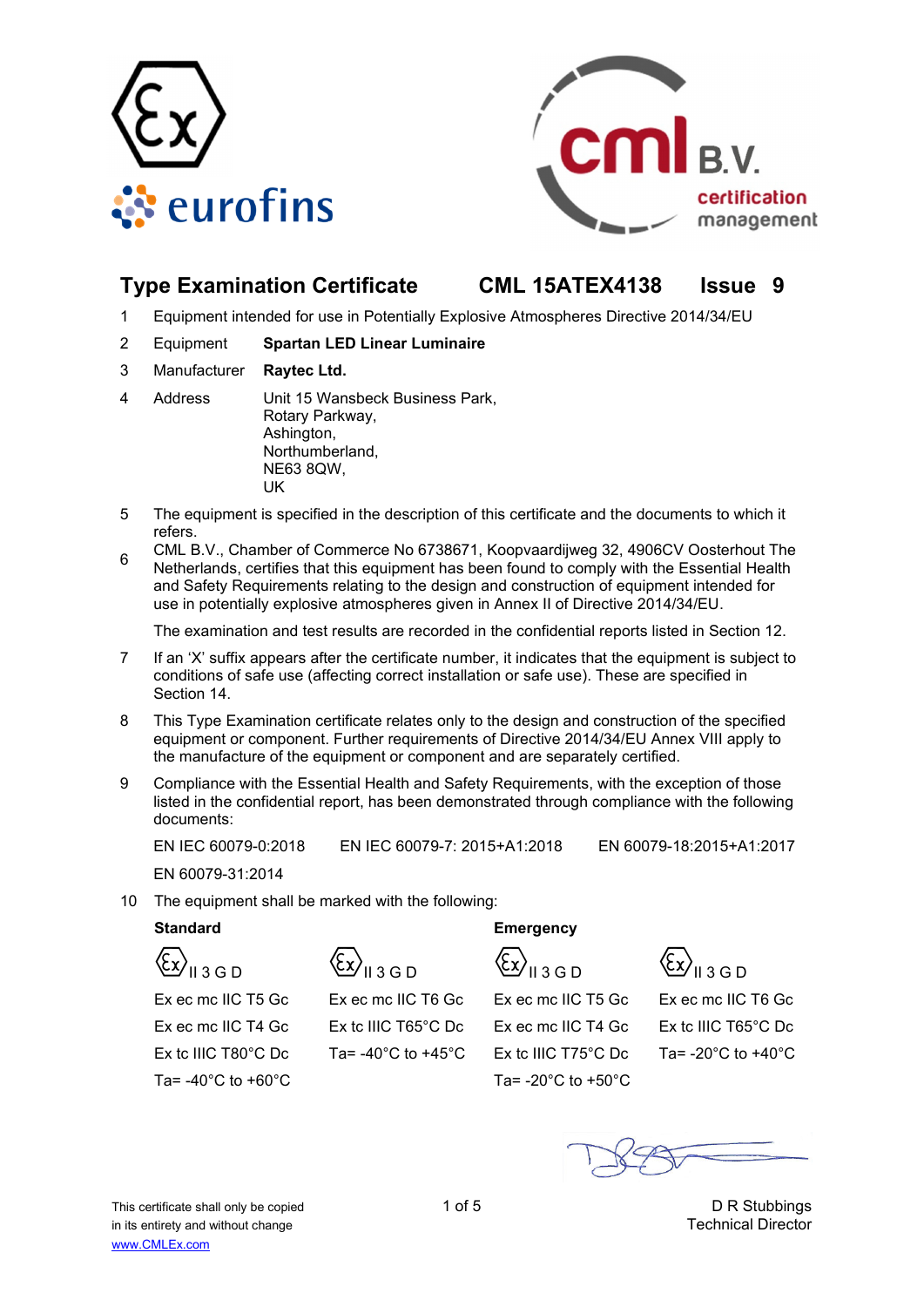# Type Examination Certificate CML 15ATEX4138 Issue 9

1 Equipment intended for use in Potentially Explosive Atmospheres Directive 2014/34/EU

2 Equipment **Spartan LED Linear Luminaire**

3 Manufacturer **Raytec Ltd.**

4 Address Unit 15 Wansbeck Business Park,
Rotary Parkway,
Ashington,
Northumberland,
NE63 8QW,
UK

5 The equipment is specified in the description of this certificate and the documents to which it refers.

6 CML B.V., Chamber of Commerce No 6738671, Koopvaardijweg 32, 4906CV Oosterhout The Netherlands, certifies that this equipment has been found to comply with the Essential Health and Safety Requirements relating to the design and construction of equipment intended for use in potentially explosive atmospheres given in Annex II of Directive 2014/34/EU.

The examination and test results are recorded in the confidential reports listed in Section 12.

7 If an 'X' suffix appears after the certificate number, it indicates that the equipment is subject to conditions of safe use (affecting correct installation or safe use). These are specified in Section 14.

8 This Type Examination certificate relates only to the design and construction of the specified equipment or component. Further requirements of Directive 2014/34/EU Annex VIII apply to the manufacture of the equipment or component and are separately certified.

9 Compliance with the Essential Health and Safety Requirements, with the exception of those listed in the confidential report, has been demonstrated through compliance with the following documents:

EN IEC 60079-0:2018 EN IEC 60079-7: 2015+A1:2018 EN 60079-18:2015+A1:2017

EN 60079-31:2014

10 The equipment shall be marked with the following:

| **Standard** | | **Emergency** | |
|---|---|---|---|
| Ex II 3 G D | Ex II 3 G D | Ex II 3 G D | Ex II 3 G D |
| Ex ec mc IIC T5 Gc | Ex ec mc IIC T6 Gc | Ex ec mc IIC T5 Gc | Ex ec mc IIC T6 Gc |
| Ex ec mc IIC T4 Gc | Ex tc IIIC T65°C Dc | Ex ec mc IIC T4 Gc | Ex tc IIIC T65°C Dc |
| Ex tc IIIC T80°C Dc | Ta= -40°C to +45°C | Ex tc IIIC T75°C Dc | Ta= -20°C to +40°C |
| Ta= -40°C to +60°C | | Ta= -20°C to +50°C | |

D R Stubbings
Technical Director

This certificate shall only be copied in its entirety and without change
www.CMLEx.com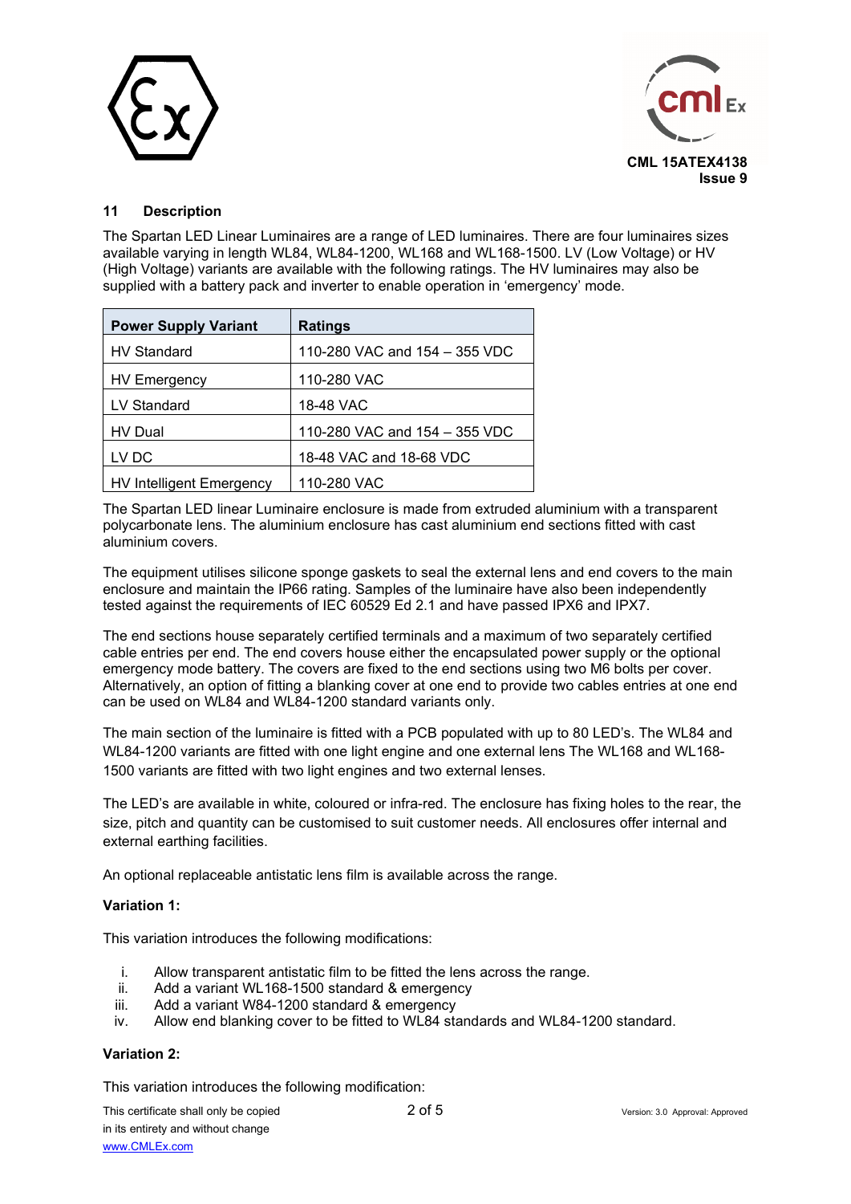## 11 Description

The Spartan LED Linear Luminaires are a range of LED luminaires. There are four luminaires sizes available varying in length WL84, WL84-1200, WL168 and WL168-1500. LV (Low Voltage) or HV (High Voltage) variants are available with the following ratings. The HV luminaires may also be supplied with a battery pack and inverter to enable operation in 'emergency' mode.

| Power Supply Variant | Ratings |
|---|---|
| HV Standard | 110-280 VAC and 154 – 355 VDC |
| HV Emergency | 110-280 VAC |
| LV Standard | 18-48 VAC |
| HV Dual | 110-280 VAC and 154 – 355 VDC |
| LV DC | 18-48 VAC and 18-68 VDC |
| HV Intelligent Emergency | 110-280 VAC |

The Spartan LED linear Luminaire enclosure is made from extruded aluminium with a transparent polycarbonate lens. The aluminium enclosure has cast aluminium end sections fitted with cast aluminium covers.

The equipment utilises silicone sponge gaskets to seal the external lens and end covers to the main enclosure and maintain the IP66 rating. Samples of the luminaire have also been independently tested against the requirements of IEC 60529 Ed 2.1 and have passed IPX6 and IPX7.

The end sections house separately certified terminals and a maximum of two separately certified cable entries per end. The end covers house either the encapsulated power supply or the optional emergency mode battery. The covers are fixed to the end sections using two M6 bolts per cover. Alternatively, an option of fitting a blanking cover at one end to provide two cables entries at one end can be used on WL84 and WL84-1200 standard variants only.

The main section of the luminaire is fitted with a PCB populated with up to 80 LED's. The WL84 and WL84-1200 variants are fitted with one light engine and one external lens The WL168 and WL168-1500 variants are fitted with two light engines and two external lenses.

The LED's are available in white, coloured or infra-red. The enclosure has fixing holes to the rear, the size, pitch and quantity can be customised to suit customer needs. All enclosures offer internal and external earthing facilities.

An optional replaceable antistatic lens film is available across the range.

**Variation 1:**

This variation introduces the following modifications:

i. Allow transparent antistatic film to be fitted the lens across the range.
ii. Add a variant WL168-1500 standard & emergency
iii. Add a variant W84-1200 standard & emergency
iv. Allow end blanking cover to be fitted to WL84 standards and WL84-1200 standard.

**Variation 2:**

This variation introduces the following modification: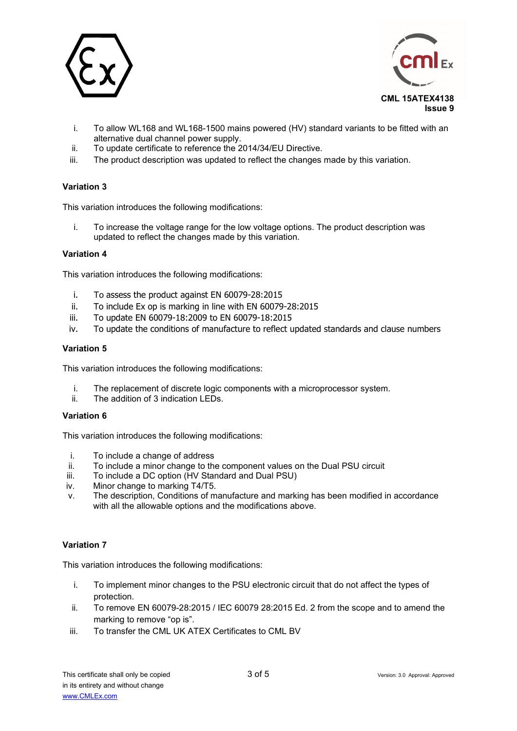i. To allow WL168 and WL168-1500 mains powered (HV) standard variants to be fitted with an alternative dual channel power supply.
ii. To update certificate to reference the 2014/34/EU Directive.
iii. The product description was updated to reflect the changes made by this variation.

**Variation 3**

This variation introduces the following modifications:

i. To increase the voltage range for the low voltage options. The product description was updated to reflect the changes made by this variation.

**Variation 4**

This variation introduces the following modifications:

i. To assess the product against EN 60079-28:2015
ii. To include Ex op is marking in line with EN 60079-28:2015
iii. To update EN 60079-18:2009 to EN 60079-18:2015
iv. To update the conditions of manufacture to reflect updated standards and clause numbers

**Variation 5**

This variation introduces the following modifications:

i. The replacement of discrete logic components with a microprocessor system.
ii. The addition of 3 indication LEDs.

**Variation 6**

This variation introduces the following modifications:

i. To include a change of address
ii. To include a minor change to the component values on the Dual PSU circuit
iii. To include a DC option (HV Standard and Dual PSU)
iv. Minor change to marking T4/T5.
v. The description, Conditions of manufacture and marking has been modified in accordance with all the allowable options and the modifications above.

**Variation 7**

This variation introduces the following modifications:

i. To implement minor changes to the PSU electronic circuit that do not affect the types of protection.
ii. To remove EN 60079-28:2015 / IEC 60079 28:2015 Ed. 2 from the scope and to amend the marking to remove "op is".
iii. To transfer the CML UK ATEX Certificates to CML BV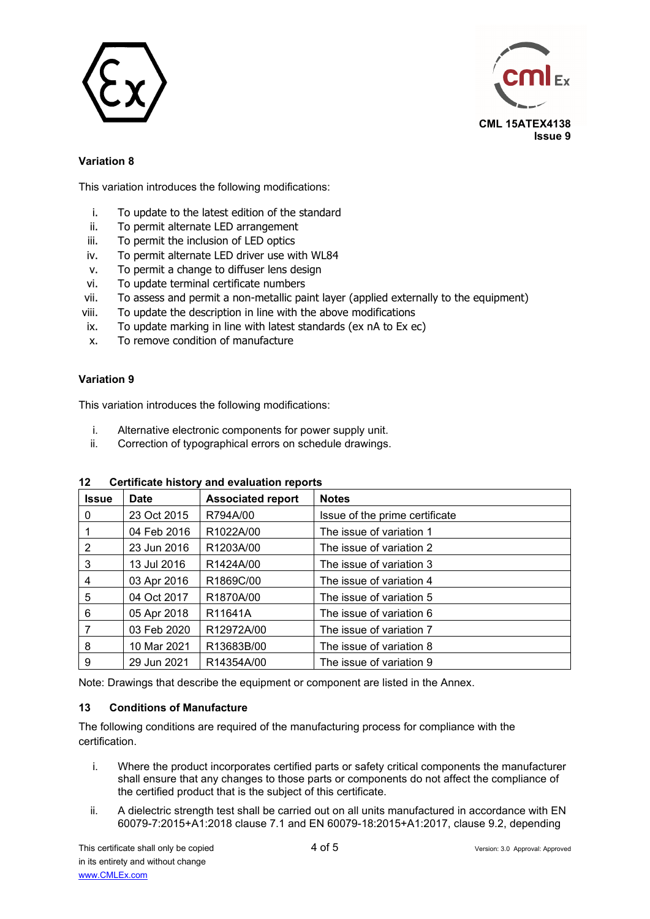**Variation 8**

This variation introduces the following modifications:

i. To update to the latest edition of the standard
ii. To permit alternate LED arrangement
iii. To permit the inclusion of LED optics
iv. To permit alternate LED driver use with WL84
v. To permit a change to diffuser lens design
vi. To update terminal certificate numbers
vii. To assess and permit a non-metallic paint layer (applied externally to the equipment)
viii. To update the description in line with the above modifications
ix. To update marking in line with latest standards (ex nA to Ex ec)
x. To remove condition of manufacture

**Variation 9**

This variation introduces the following modifications:

i. Alternative electronic components for power supply unit.
ii. Correction of typographical errors on schedule drawings.

## 12 Certificate history and evaluation reports

| Issue | Date | Associated report | Notes |
|---|---|---|---|
| 0 | 23 Oct 2015 | R794A/00 | Issue of the prime certificate |
| 1 | 04 Feb 2016 | R1022A/00 | The issue of variation 1 |
| 2 | 23 Jun 2016 | R1203A/00 | The issue of variation 2 |
| 3 | 13 Jul 2016 | R1424A/00 | The issue of variation 3 |
| 4 | 03 Apr 2016 | R1869C/00 | The issue of variation 4 |
| 5 | 04 Oct 2017 | R1870A/00 | The issue of variation 5 |
| 6 | 05 Apr 2018 | R11641A | The issue of variation 6 |
| 7 | 03 Feb 2020 | R12972A/00 | The issue of variation 7 |
| 8 | 10 Mar 2021 | R13683B/00 | The issue of variation 8 |
| 9 | 29 Jun 2021 | R14354A/00 | The issue of variation 9 |

Note: Drawings that describe the equipment or component are listed in the Annex.

## 13 Conditions of Manufacture

The following conditions are required of the manufacturing process for compliance with the certification.

i. Where the product incorporates certified parts or safety critical components the manufacturer shall ensure that any changes to those parts or components do not affect the compliance of the certified product that is the subject of this certificate.

ii. A dielectric strength test shall be carried out on all units manufactured in accordance with EN 60079-7:2015+A1:2018 clause 7.1 and EN 60079-18:2015+A1:2017, clause 9.2, depending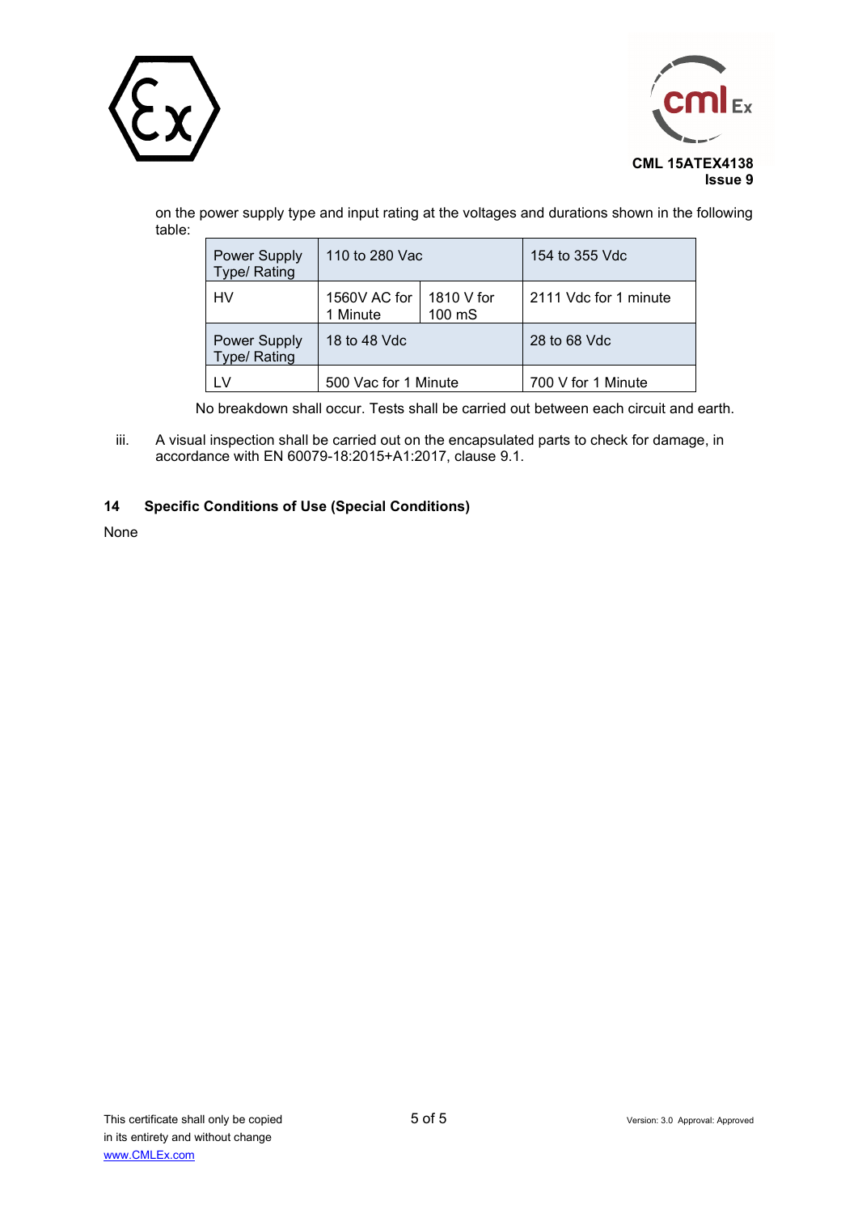on the power supply type and input rating at the voltages and durations shown in the following table:

| Power Supply Type/ Rating | 110 to 280 Vac | | 154 to 355 Vdc |
|---|---|---|---|
| HV | 1560V AC for 1 Minute | 1810 V for 100 mS | 2111 Vdc for 1 minute |
| Power Supply Type/ Rating | 18 to 48 Vdc | | 28 to 68 Vdc |
| LV | 500 Vac for 1 Minute | | 700 V for 1 Minute |

No breakdown shall occur. Tests shall be carried out between each circuit and earth.

iii. A visual inspection shall be carried out on the encapsulated parts to check for damage, in accordance with EN 60079-18:2015+A1:2017, clause 9.1.

## 14 Specific Conditions of Use (Special Conditions)

None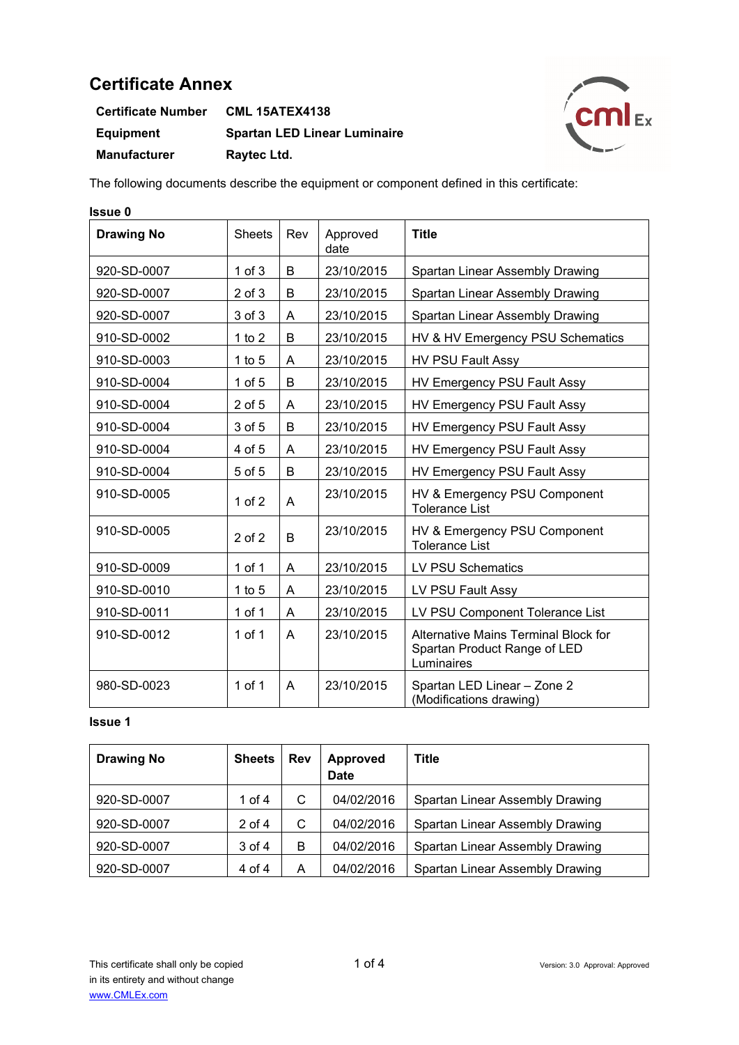# Certificate Annex

**Certificate Number** CML 15ATEX4138

**Equipment** Spartan LED Linear Luminaire

**Manufacturer** Raytec Ltd.

The following documents describe the equipment or component defined in this certificate:

**Issue 0**

| Drawing No | Sheets | Rev | Approved date | Title |
|---|---|---|---|---|
| 920-SD-0007 | 1 of 3 | B | 23/10/2015 | Spartan Linear Assembly Drawing |
| 920-SD-0007 | 2 of 3 | B | 23/10/2015 | Spartan Linear Assembly Drawing |
| 920-SD-0007 | 3 of 3 | A | 23/10/2015 | Spartan Linear Assembly Drawing |
| 910-SD-0002 | 1 to 2 | B | 23/10/2015 | HV & HV Emergency PSU Schematics |
| 910-SD-0003 | 1 to 5 | A | 23/10/2015 | HV PSU Fault Assy |
| 910-SD-0004 | 1 of 5 | B | 23/10/2015 | HV Emergency PSU Fault Assy |
| 910-SD-0004 | 2 of 5 | A | 23/10/2015 | HV Emergency PSU Fault Assy |
| 910-SD-0004 | 3 of 5 | B | 23/10/2015 | HV Emergency PSU Fault Assy |
| 910-SD-0004 | 4 of 5 | A | 23/10/2015 | HV Emergency PSU Fault Assy |
| 910-SD-0004 | 5 of 5 | B | 23/10/2015 | HV Emergency PSU Fault Assy |
| 910-SD-0005 | 1 of 2 | A | 23/10/2015 | HV & Emergency PSU Component Tolerance List |
| 910-SD-0005 | 2 of 2 | B | 23/10/2015 | HV & Emergency PSU Component Tolerance List |
| 910-SD-0009 | 1 of 1 | A | 23/10/2015 | LV PSU Schematics |
| 910-SD-0010 | 1 to 5 | A | 23/10/2015 | LV PSU Fault Assy |
| 910-SD-0011 | 1 of 1 | A | 23/10/2015 | LV PSU Component Tolerance List |
| 910-SD-0012 | 1 of 1 | A | 23/10/2015 | Alternative Mains Terminal Block for Spartan Product Range of LED Luminaires |
| 980-SD-0023 | 1 of 1 | A | 23/10/2015 | Spartan LED Linear – Zone 2 (Modifications drawing) |

**Issue 1**

| Drawing No | Sheets | Rev | Approved Date | Title |
|---|---|---|---|---|
| 920-SD-0007 | 1 of 4 | C | 04/02/2016 | Spartan Linear Assembly Drawing |
| 920-SD-0007 | 2 of 4 | C | 04/02/2016 | Spartan Linear Assembly Drawing |
| 920-SD-0007 | 3 of 4 | B | 04/02/2016 | Spartan Linear Assembly Drawing |
| 920-SD-0007 | 4 of 4 | A | 04/02/2016 | Spartan Linear Assembly Drawing |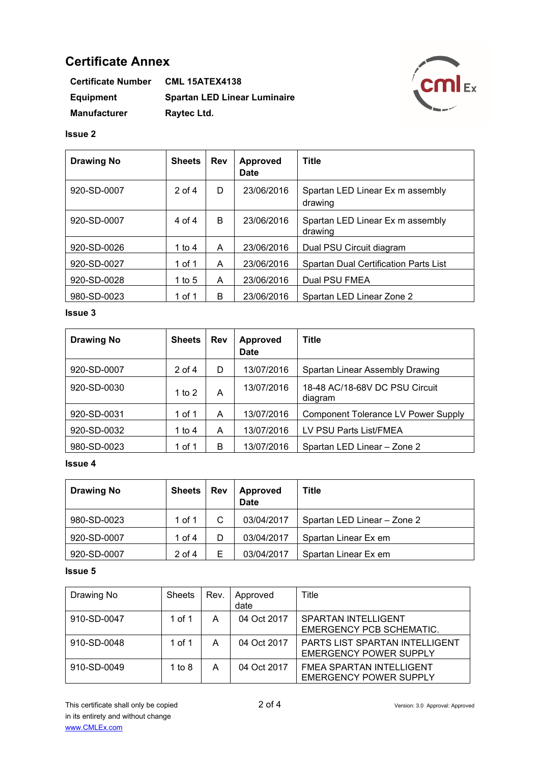# Certificate Annex

| | |
|---|---|
| **Certificate Number** | **CML 15ATEX4138** |
| **Equipment** | **Spartan LED Linear Luminaire** |
| **Manufacturer** | **Raytec Ltd.** |

**Issue 2**

| **Drawing No** | **Sheets** | **Rev** | **Approved Date** | **Title** |
|---|---|---|---|---|
| 920-SD-0007 | 2 of 4 | D | 23/06/2016 | Spartan LED Linear Ex m assembly drawing |
| 920-SD-0007 | 4 of 4 | B | 23/06/2016 | Spartan LED Linear Ex m assembly drawing |
| 920-SD-0026 | 1 to 4 | A | 23/06/2016 | Dual PSU Circuit diagram |
| 920-SD-0027 | 1 of 1 | A | 23/06/2016 | Spartan Dual Certification Parts List |
| 920-SD-0028 | 1 to 5 | A | 23/06/2016 | Dual PSU FMEA |
| 980-SD-0023 | 1 of 1 | B | 23/06/2016 | Spartan LED Linear Zone 2 |

**Issue 3**

| **Drawing No** | **Sheets** | **Rev** | **Approved Date** | **Title** |
|---|---|---|---|---|
| 920-SD-0007 | 2 of 4 | D | 13/07/2016 | Spartan Linear Assembly Drawing |
| 920-SD-0030 | 1 to 2 | A | 13/07/2016 | 18-48 AC/18-68V DC PSU Circuit diagram |
| 920-SD-0031 | 1 of 1 | A | 13/07/2016 | Component Tolerance LV Power Supply |
| 920-SD-0032 | 1 to 4 | A | 13/07/2016 | LV PSU Parts List/FMEA |
| 980-SD-0023 | 1 of 1 | B | 13/07/2016 | Spartan LED Linear – Zone 2 |

**Issue 4**

| **Drawing No** | **Sheets** | **Rev** | **Approved Date** | **Title** |
|---|---|---|---|---|
| 980-SD-0023 | 1 of 1 | C | 03/04/2017 | Spartan LED Linear – Zone 2 |
| 920-SD-0007 | 1 of 4 | D | 03/04/2017 | Spartan Linear Ex em |
| 920-SD-0007 | 2 of 4 | E | 03/04/2017 | Spartan Linear Ex em |

**Issue 5**

| Drawing No | Sheets | Rev. | Approved date | Title |
|---|---|---|---|---|
| 910-SD-0047 | 1 of 1 | A | 04 Oct 2017 | SPARTAN INTELLIGENT EMERGENCY PCB SCHEMATIC. |
| 910-SD-0048 | 1 of 1 | A | 04 Oct 2017 | PARTS LIST SPARTAN INTELLIGENT EMERGENCY POWER SUPPLY |
| 910-SD-0049 | 1 to 8 | A | 04 Oct 2017 | FMEA SPARTAN INTELLIGENT EMERGENCY POWER SUPPLY |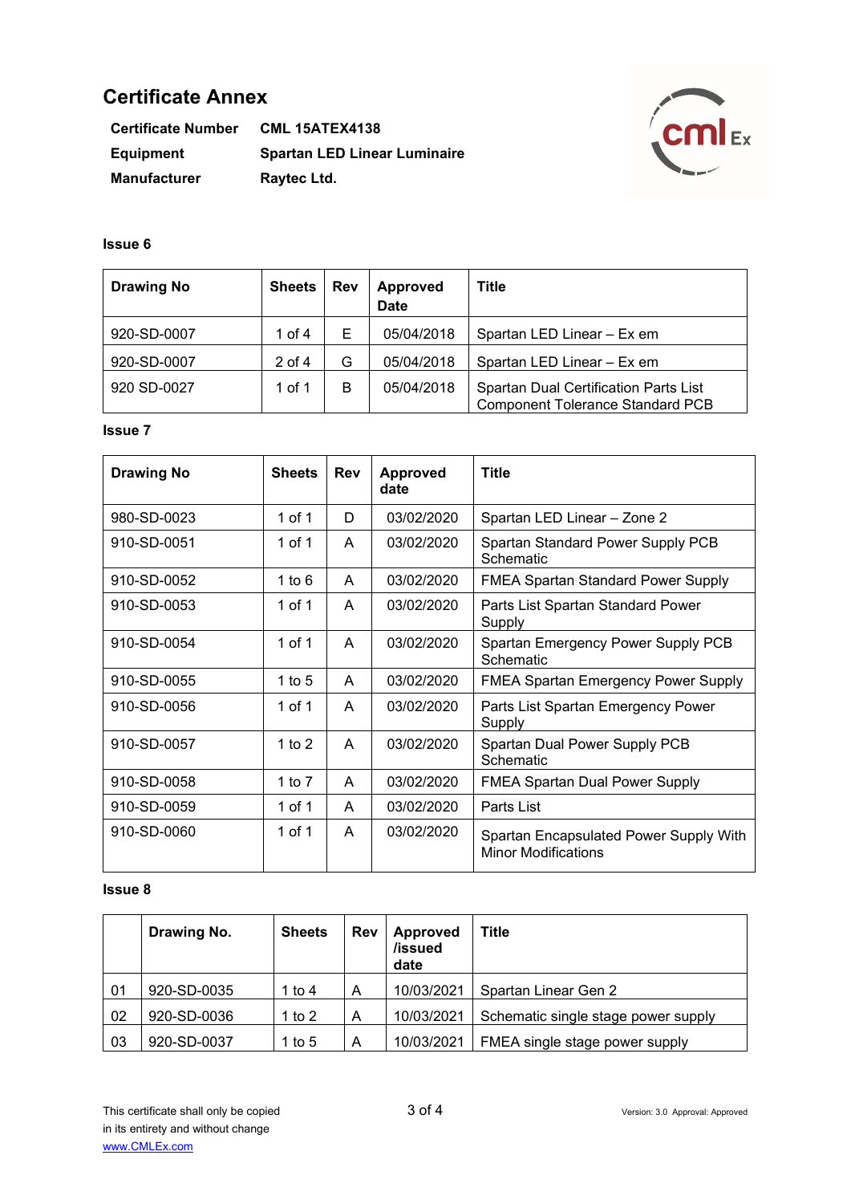# Certificate Annex

**Certificate Number** CML 15ATEX4138

**Equipment** Spartan LED Linear Luminaire

**Manufacturer** Raytec Ltd.

**Issue 6**

| Drawing No | Sheets | Rev | Approved Date | Title |
|---|---|---|---|---|
| 920-SD-0007 | 1 of 4 | E | 05/04/2018 | Spartan LED Linear – Ex em |
| 920-SD-0007 | 2 of 4 | G | 05/04/2018 | Spartan LED Linear – Ex em |
| 920 SD-0027 | 1 of 1 | B | 05/04/2018 | Spartan Dual Certification Parts List Component Tolerance Standard PCB |

**Issue 7**

| Drawing No | Sheets | Rev | Approved date | Title |
|---|---|---|---|---|
| 980-SD-0023 | 1 of 1 | D | 03/02/2020 | Spartan LED Linear – Zone 2 |
| 910-SD-0051 | 1 of 1 | A | 03/02/2020 | Spartan Standard Power Supply PCB Schematic |
| 910-SD-0052 | 1 to 6 | A | 03/02/2020 | FMEA Spartan Standard Power Supply |
| 910-SD-0053 | 1 of 1 | A | 03/02/2020 | Parts List Spartan Standard Power Supply |
| 910-SD-0054 | 1 of 1 | A | 03/02/2020 | Spartan Emergency Power Supply PCB Schematic |
| 910-SD-0055 | 1 to 5 | A | 03/02/2020 | FMEA Spartan Emergency Power Supply |
| 910-SD-0056 | 1 of 1 | A | 03/02/2020 | Parts List Spartan Emergency Power Supply |
| 910-SD-0057 | 1 to 2 | A | 03/02/2020 | Spartan Dual Power Supply PCB Schematic |
| 910-SD-0058 | 1 to 7 | A | 03/02/2020 | FMEA Spartan Dual Power Supply |
| 910-SD-0059 | 1 of 1 | A | 03/02/2020 | Parts List |
| 910-SD-0060 | 1 of 1 | A | 03/02/2020 | Spartan Encapsulated Power Supply With Minor Modifications |

**Issue 8**

| | Drawing No. | Sheets | Rev | Approved /issued date | Title |
|---|---|---|---|---|---|
| 01 | 920-SD-0035 | 1 to 4 | A | 10/03/2021 | Spartan Linear Gen 2 |
| 02 | 920-SD-0036 | 1 to 2 | A | 10/03/2021 | Schematic single stage power supply |
| 03 | 920-SD-0037 | 1 to 5 | A | 10/03/2021 | FMEA single stage power supply |

This certificate shall only be copied in its entirety and without change
www.CMLEx.com

Version: 3.0 Approval: Approved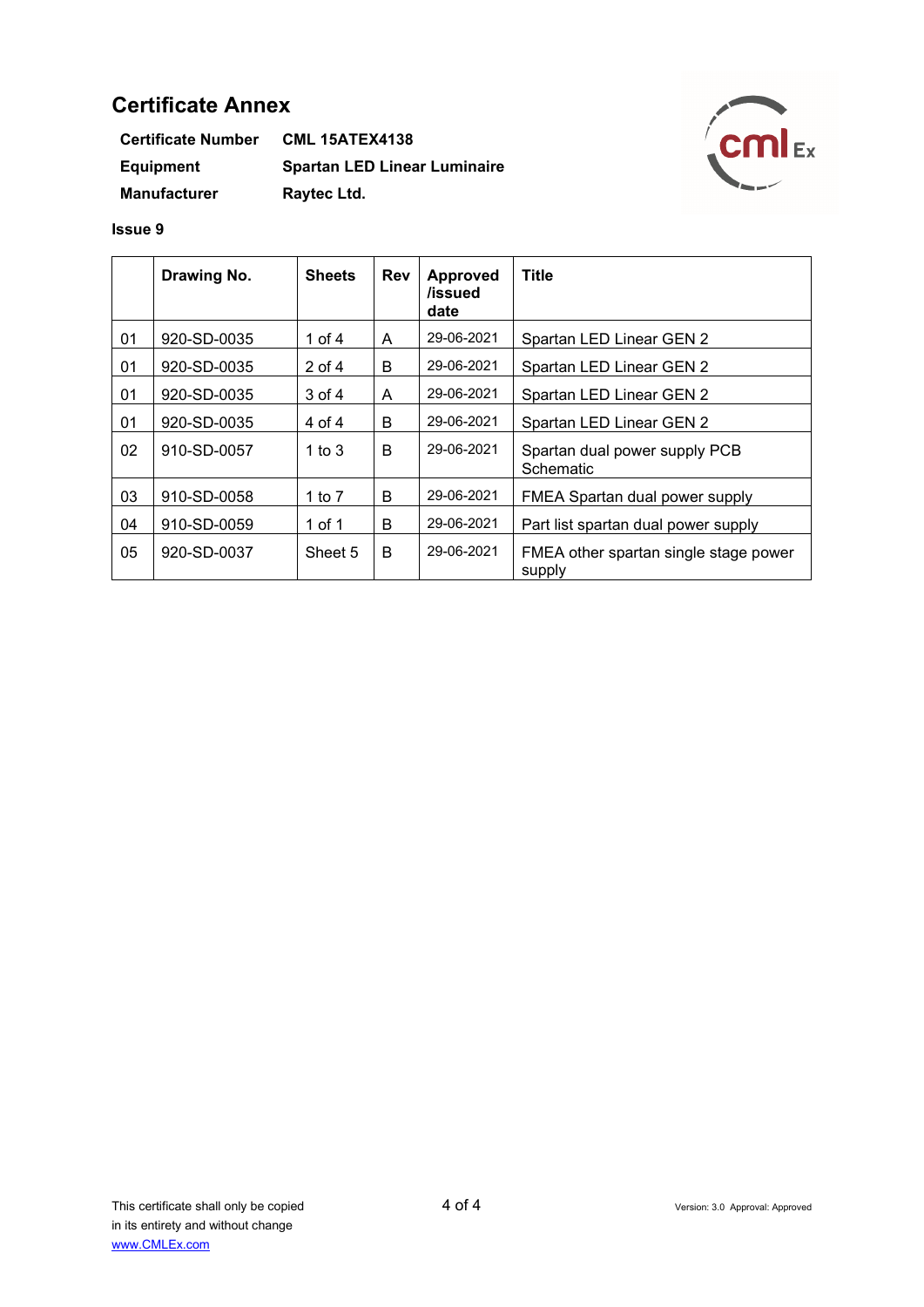# Certificate Annex

**Certificate Number** **CML 15ATEX4138**

**Equipment** **Spartan LED Linear Luminaire**

**Manufacturer** **Raytec Ltd.**

**Issue 9**

| | Drawing No. | Sheets | Rev | Approved /issued date | Title |
|---|---|---|---|---|---|
| 01 | 920-SD-0035 | 1 of 4 | A | 29-06-2021 | Spartan LED Linear GEN 2 |
| 01 | 920-SD-0035 | 2 of 4 | B | 29-06-2021 | Spartan LED Linear GEN 2 |
| 01 | 920-SD-0035 | 3 of 4 | A | 29-06-2021 | Spartan LED Linear GEN 2 |
| 01 | 920-SD-0035 | 4 of 4 | B | 29-06-2021 | Spartan LED Linear GEN 2 |
| 02 | 910-SD-0057 | 1 to 3 | B | 29-06-2021 | Spartan dual power supply PCB Schematic |
| 03 | 910-SD-0058 | 1 to 7 | B | 29-06-2021 | FMEA Spartan dual power supply |
| 04 | 910-SD-0059 | 1 of 1 | B | 29-06-2021 | Part list spartan dual power supply |
| 05 | 920-SD-0037 | Sheet 5 | B | 29-06-2021 | FMEA other spartan single stage power supply |

This certificate shall only be copied in its entirety and without change
www.CMLEx.com

Version: 3.0 Approval: Approved